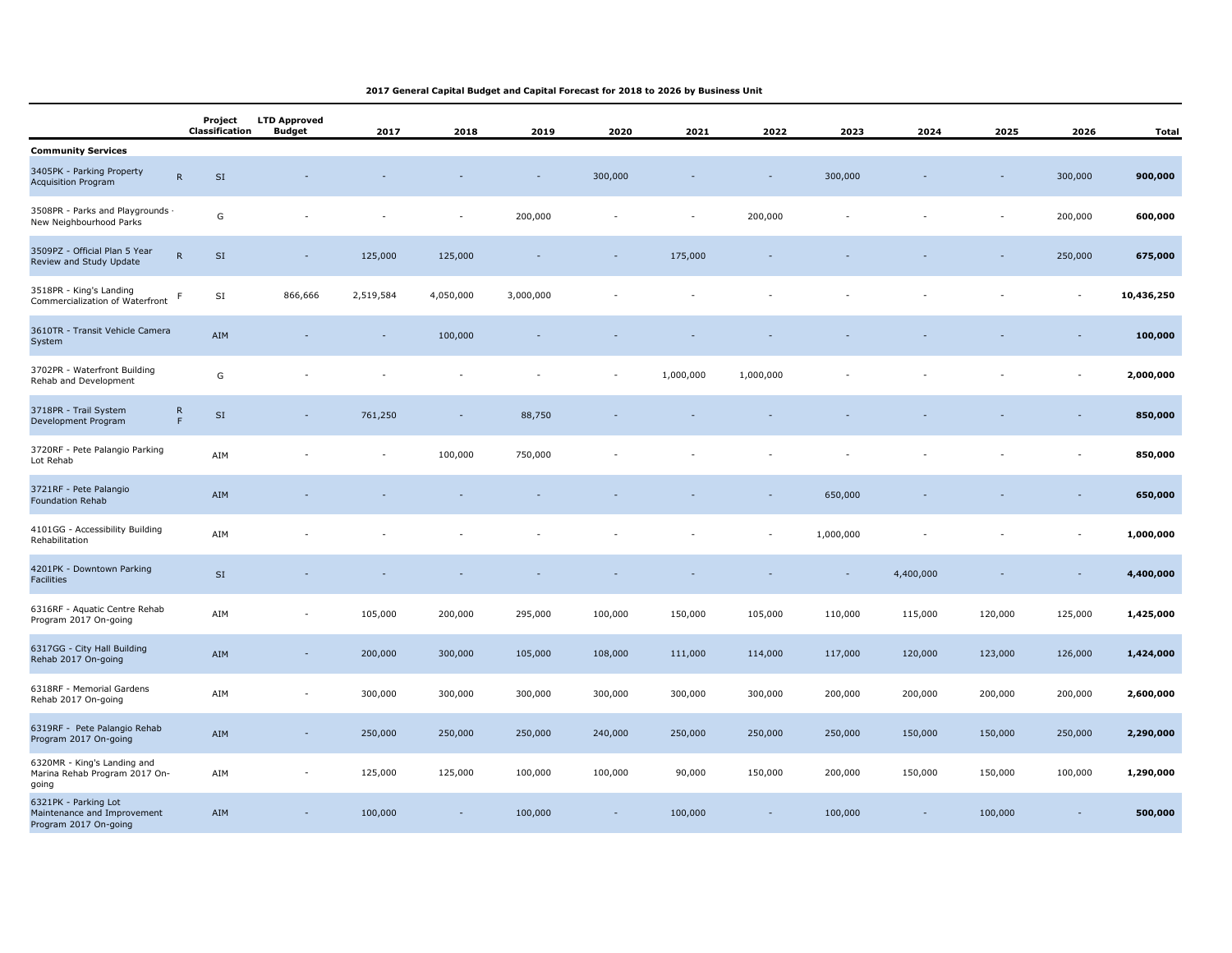**2017 General Capital Budget and Capital Forecast for 2018 to 2026 by Business Unit**

| | | Project Classification | LTD Approved Budget | 2017 | 2018 | 2019 | 2020 | 2021 | 2022 | 2023 | 2024 | 2025 | 2026 | Total |
|---|---|---|---|---|---|---|---|---|---|---|---|---|---|---|
| **Community Services** | | | | | | | | | | | | | | |
| 3405PK - Parking Property Acquisition Program | R | SI | - | - | - | - | 300,000 | - | - | 300,000 | - | - | 300,000 | **900,000** |
| 3508PR - Parks and Playgrounds - New Neighbourhood Parks | | G | - | - | - | 200,000 | - | - | 200,000 | - | - | - | 200,000 | **600,000** |
| 3509PZ - Official Plan 5 Year Review and Study Update | R | SI | - | 125,000 | 125,000 | - | - | 175,000 | - | - | - | - | 250,000 | **675,000** |
| 3518PR - King's Landing Commercialization of Waterfront | F | SI | 866,666 | 2,519,584 | 4,050,000 | 3,000,000 | - | - | - | - | - | - | - | **10,436,250** |
| 3610TR - Transit Vehicle Camera System | | AIM | - | - | 100,000 | - | - | - | - | - | - | - | - | **100,000** |
| 3702PR - Waterfront Building Rehab and Development | | G | - | - | - | - | - | 1,000,000 | 1,000,000 | - | - | - | - | **2,000,000** |
| 3718PR - Trail System Development Program | R F | SI | - | 761,250 | - | 88,750 | - | - | - | - | - | - | - | **850,000** |
| 3720RF - Pete Palangio Parking Lot Rehab | | AIM | - | - | 100,000 | 750,000 | - | - | - | - | - | - | - | **850,000** |
| 3721RF - Pete Palangio Foundation Rehab | | AIM | - | - | - | - | - | - | - | 650,000 | - | - | - | **650,000** |
| 4101GG - Accessibility Building Rehabilitation | | AIM | - | - | - | - | - | - | - | 1,000,000 | - | - | - | **1,000,000** |
| 4201PK - Downtown Parking Facilities | | SI | - | - | - | - | - | - | - | - | 4,400,000 | - | - | **4,400,000** |
| 6316RF - Aquatic Centre Rehab Program 2017 On-going | | AIM | - | 105,000 | 200,000 | 295,000 | 100,000 | 150,000 | 105,000 | 110,000 | 115,000 | 120,000 | 125,000 | **1,425,000** |
| 6317GG - City Hall Building Rehab 2017 On-going | | AIM | - | 200,000 | 300,000 | 105,000 | 108,000 | 111,000 | 114,000 | 117,000 | 120,000 | 123,000 | 126,000 | **1,424,000** |
| 6318RF - Memorial Gardens Rehab 2017 On-going | | AIM | - | 300,000 | 300,000 | 300,000 | 300,000 | 300,000 | 300,000 | 200,000 | 200,000 | 200,000 | 200,000 | **2,600,000** |
| 6319RF - Pete Palangio Rehab Program 2017 On-going | | AIM | - | 250,000 | 250,000 | 250,000 | 240,000 | 250,000 | 250,000 | 250,000 | 150,000 | 150,000 | 250,000 | **2,290,000** |
| 6320MR - King's Landing and Marina Rehab Program 2017 On-going | | AIM | - | 125,000 | 125,000 | 100,000 | 100,000 | 90,000 | 150,000 | 200,000 | 150,000 | 150,000 | 100,000 | **1,290,000** |
| 6321PK - Parking Lot Maintenance and Improvement Program 2017 On-going | | AIM | - | 100,000 | - | 100,000 | - | 100,000 | - | 100,000 | - | 100,000 | - | **500,000** |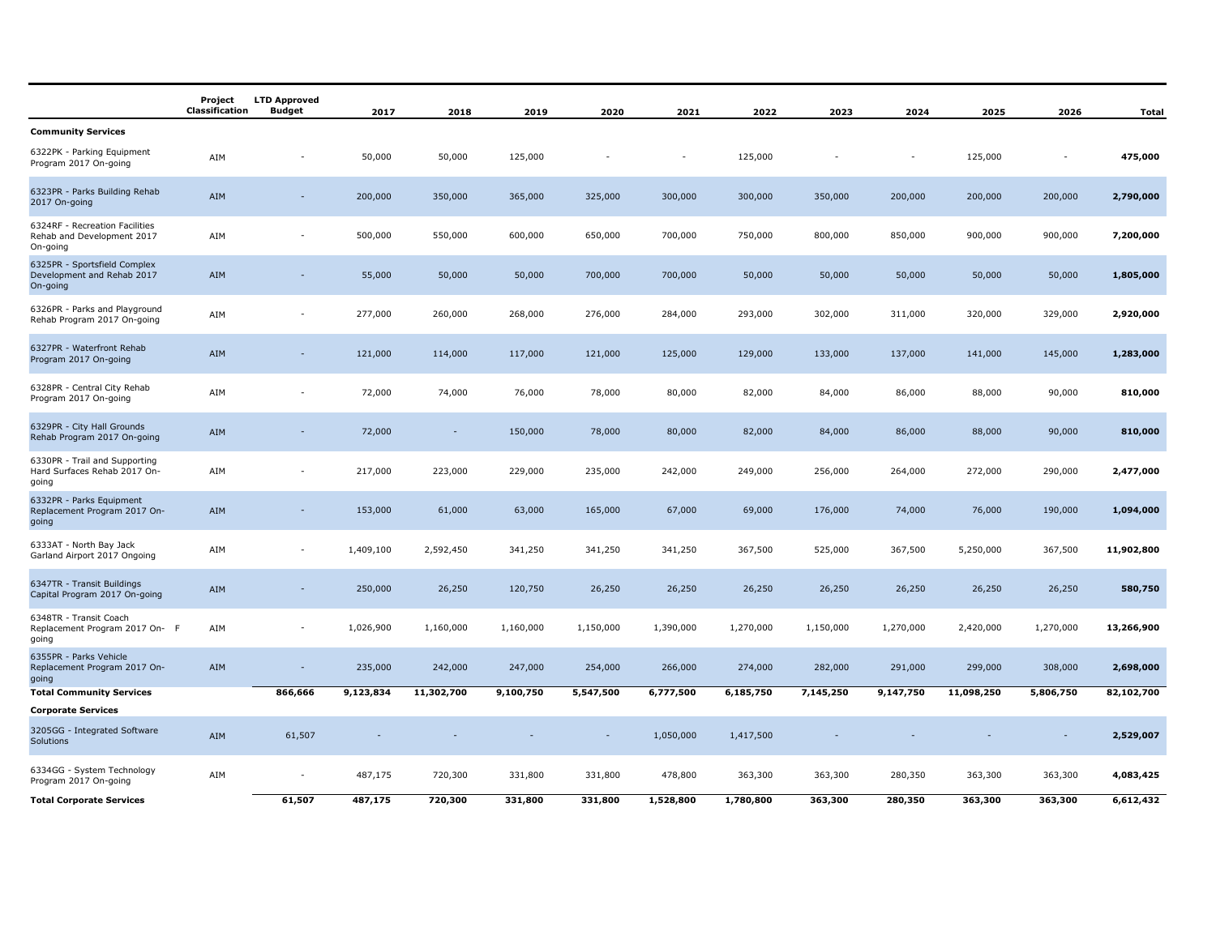| | Project Classification | LTD Approved Budget | 2017 | 2018 | 2019 | 2020 | 2021 | 2022 | 2023 | 2024 | 2025 | 2026 | Total |
|---|---|---|---|---|---|---|---|---|---|---|---|---|---|
| **Community Services** | | | | | | | | | | | | | |
| 6322PK - Parking Equipment Program 2017 On-going | AIM | - | 50,000 | 50,000 | 125,000 | - | - | 125,000 | - | - | 125,000 | - | **475,000** |
| 6323PR - Parks Building Rehab 2017 On-going | AIM | - | 200,000 | 350,000 | 365,000 | 325,000 | 300,000 | 300,000 | 350,000 | 200,000 | 200,000 | 200,000 | **2,790,000** |
| 6324RF - Recreation Facilities Rehab and Development 2017 On-going | AIM | - | 500,000 | 550,000 | 600,000 | 650,000 | 700,000 | 750,000 | 800,000 | 850,000 | 900,000 | 900,000 | **7,200,000** |
| 6325PR - Sportsfield Complex Development and Rehab 2017 On-going | AIM | - | 55,000 | 50,000 | 50,000 | 700,000 | 700,000 | 50,000 | 50,000 | 50,000 | 50,000 | 50,000 | **1,805,000** |
| 6326PR - Parks and Playground Rehab Program 2017 On-going | AIM | - | 277,000 | 260,000 | 268,000 | 276,000 | 284,000 | 293,000 | 302,000 | 311,000 | 320,000 | 329,000 | **2,920,000** |
| 6327PR - Waterfront Rehab Program 2017 On-going | AIM | - | 121,000 | 114,000 | 117,000 | 121,000 | 125,000 | 129,000 | 133,000 | 137,000 | 141,000 | 145,000 | **1,283,000** |
| 6328PR - Central City Rehab Program 2017 On-going | AIM | - | 72,000 | 74,000 | 76,000 | 78,000 | 80,000 | 82,000 | 84,000 | 86,000 | 88,000 | 90,000 | **810,000** |
| 6329PR - City Hall Grounds Rehab Program 2017 On-going | AIM | - | 72,000 | - | 150,000 | 78,000 | 80,000 | 82,000 | 84,000 | 86,000 | 88,000 | 90,000 | **810,000** |
| 6330PR - Trail and Supporting Hard Surfaces Rehab 2017 On-going | AIM | - | 217,000 | 223,000 | 229,000 | 235,000 | 242,000 | 249,000 | 256,000 | 264,000 | 272,000 | 290,000 | **2,477,000** |
| 6332PR - Parks Equipment Replacement Program 2017 On-going | AIM | - | 153,000 | 61,000 | 63,000 | 165,000 | 67,000 | 69,000 | 176,000 | 74,000 | 76,000 | 190,000 | **1,094,000** |
| 6333AT - North Bay Jack Garland Airport 2017 Ongoing | AIM | - | 1,409,100 | 2,592,450 | 341,250 | 341,250 | 341,250 | 367,500 | 525,000 | 367,500 | 5,250,000 | 367,500 | **11,902,800** |
| 6347TR - Transit Buildings Capital Program 2017 On-going | AIM | - | 250,000 | 26,250 | 120,750 | 26,250 | 26,250 | 26,250 | 26,250 | 26,250 | 26,250 | 26,250 | **580,750** |
| 6348TR - Transit Coach Replacement Program 2017 On-going F | AIM | - | 1,026,900 | 1,160,000 | 1,160,000 | 1,150,000 | 1,390,000 | 1,270,000 | 1,150,000 | 1,270,000 | 2,420,000 | 1,270,000 | **13,266,900** |
| 6355PR - Parks Vehicle Replacement Program 2017 On-going | AIM | - | 235,000 | 242,000 | 247,000 | 254,000 | 266,000 | 274,000 | 282,000 | 291,000 | 299,000 | 308,000 | **2,698,000** |
| **Total Community Services** | | **866,666** | **9,123,834** | **11,302,700** | **9,100,750** | **5,547,500** | **6,777,500** | **6,185,750** | **7,145,250** | **9,147,750** | **11,098,250** | **5,806,750** | **82,102,700** |
| **Corporate Services** | | | | | | | | | | | | | |
| 3205GG - Integrated Software Solutions | AIM | 61,507 | - | - | - | - | 1,050,000 | 1,417,500 | - | - | - | - | **2,529,007** |
| 6334GG - System Technology Program 2017 On-going | AIM | - | 487,175 | 720,300 | 331,800 | 331,800 | 478,800 | 363,300 | 363,300 | 280,350 | 363,300 | 363,300 | **4,083,425** |
| **Total Corporate Services** | | **61,507** | **487,175** | **720,300** | **331,800** | **331,800** | **1,528,800** | **1,780,800** | **363,300** | **280,350** | **363,300** | **363,300** | **6,612,432** |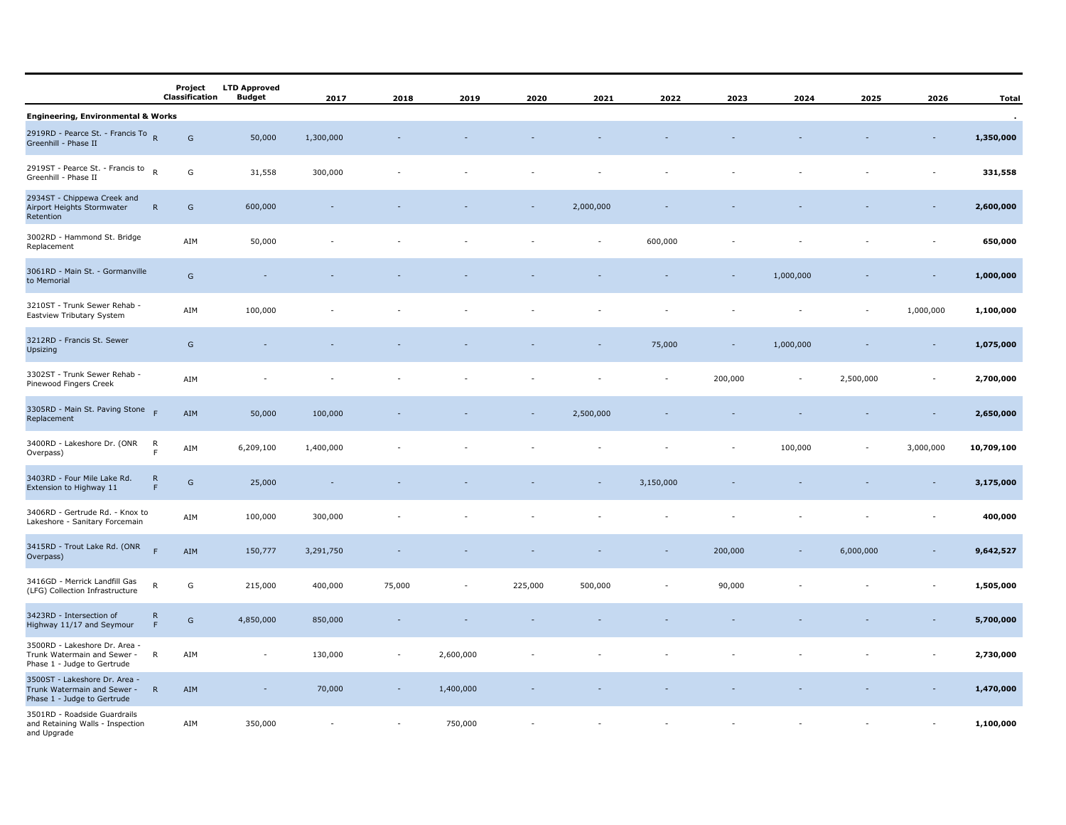| | | Project Classification | LTD Approved Budget | 2017 | 2018 | 2019 | 2020 | 2021 | 2022 | 2023 | 2024 | 2025 | 2026 | Total |
|---|---|---|---|---|---|---|---|---|---|---|---|---|---|---|
| **Engineering, Environmental & Works** | | | | | | | | | | | | | | . |
| 2919RD - Pearce St. - Francis To Greenhill - Phase II | R | G | 50,000 | 1,300,000 | - | - | - | - | - | - | - | - | - | **1,350,000** |
| 2919ST - Pearce St. - Francis to Greenhill - Phase II | R | G | 31,558 | 300,000 | - | - | - | - | - | - | - | - | - | **331,558** |
| 2934ST - Chippewa Creek and Airport Heights Stormwater Retention | R | G | 600,000 | - | - | - | - | 2,000,000 | - | - | - | - | - | **2,600,000** |
| 3002RD - Hammond St. Bridge Replacement | | AIM | 50,000 | - | - | - | - | - | 600,000 | - | - | - | - | **650,000** |
| 3061RD - Main St. - Gormanville to Memorial | | G | - | - | - | - | - | - | - | - | 1,000,000 | - | - | **1,000,000** |
| 3210ST - Trunk Sewer Rehab - Eastview Tributary System | | AIM | 100,000 | - | - | - | - | - | - | - | - | - | 1,000,000 | **1,100,000** |
| 3212RD - Francis St. Sewer Upsizing | | G | - | - | - | - | - | - | 75,000 | - | 1,000,000 | - | - | **1,075,000** |
| 3302ST - Trunk Sewer Rehab - Pinewood Fingers Creek | | AIM | - | - | - | - | - | - | - | 200,000 | - | 2,500,000 | - | **2,700,000** |
| 3305RD - Main St. Paving Stone Replacement | F | AIM | 50,000 | 100,000 | - | - | - | 2,500,000 | - | - | - | - | - | **2,650,000** |
| 3400RD - Lakeshore Dr. (ONR Overpass) | R F | AIM | 6,209,100 | 1,400,000 | - | - | - | - | - | - | 100,000 | - | 3,000,000 | **10,709,100** |
| 3403RD - Four Mile Lake Rd. Extension to Highway 11 | R F | G | 25,000 | - | - | - | - | - | 3,150,000 | - | - | - | - | **3,175,000** |
| 3406RD - Gertrude Rd. - Knox to Lakeshore - Sanitary Forcemain | | AIM | 100,000 | 300,000 | - | - | - | - | - | - | - | - | - | **400,000** |
| 3415RD - Trout Lake Rd. (ONR Overpass) | F | AIM | 150,777 | 3,291,750 | - | - | - | - | - | 200,000 | - | 6,000,000 | - | **9,642,527** |
| 3416GD - Merrick Landfill Gas (LFG) Collection Infrastructure | R | G | 215,000 | 400,000 | 75,000 | - | 225,000 | 500,000 | - | 90,000 | - | - | - | **1,505,000** |
| 3423RD - Intersection of Highway 11/17 and Seymour | R F | G | 4,850,000 | 850,000 | - | - | - | - | - | - | - | - | - | **5,700,000** |
| 3500RD - Lakeshore Dr. Area - Trunk Watermain and Sewer - Phase 1 - Judge to Gertrude | R | AIM | - | 130,000 | - | 2,600,000 | - | - | - | - | - | - | - | **2,730,000** |
| 3500ST - Lakeshore Dr. Area - Trunk Watermain and Sewer - Phase 1 - Judge to Gertrude | R | AIM | - | 70,000 | - | 1,400,000 | - | - | - | - | - | - | - | **1,470,000** |
| 3501RD - Roadside Guardrails and Retaining Walls - Inspection and Upgrade | | AIM | 350,000 | - | - | 750,000 | - | - | - | - | - | - | - | **1,100,000** |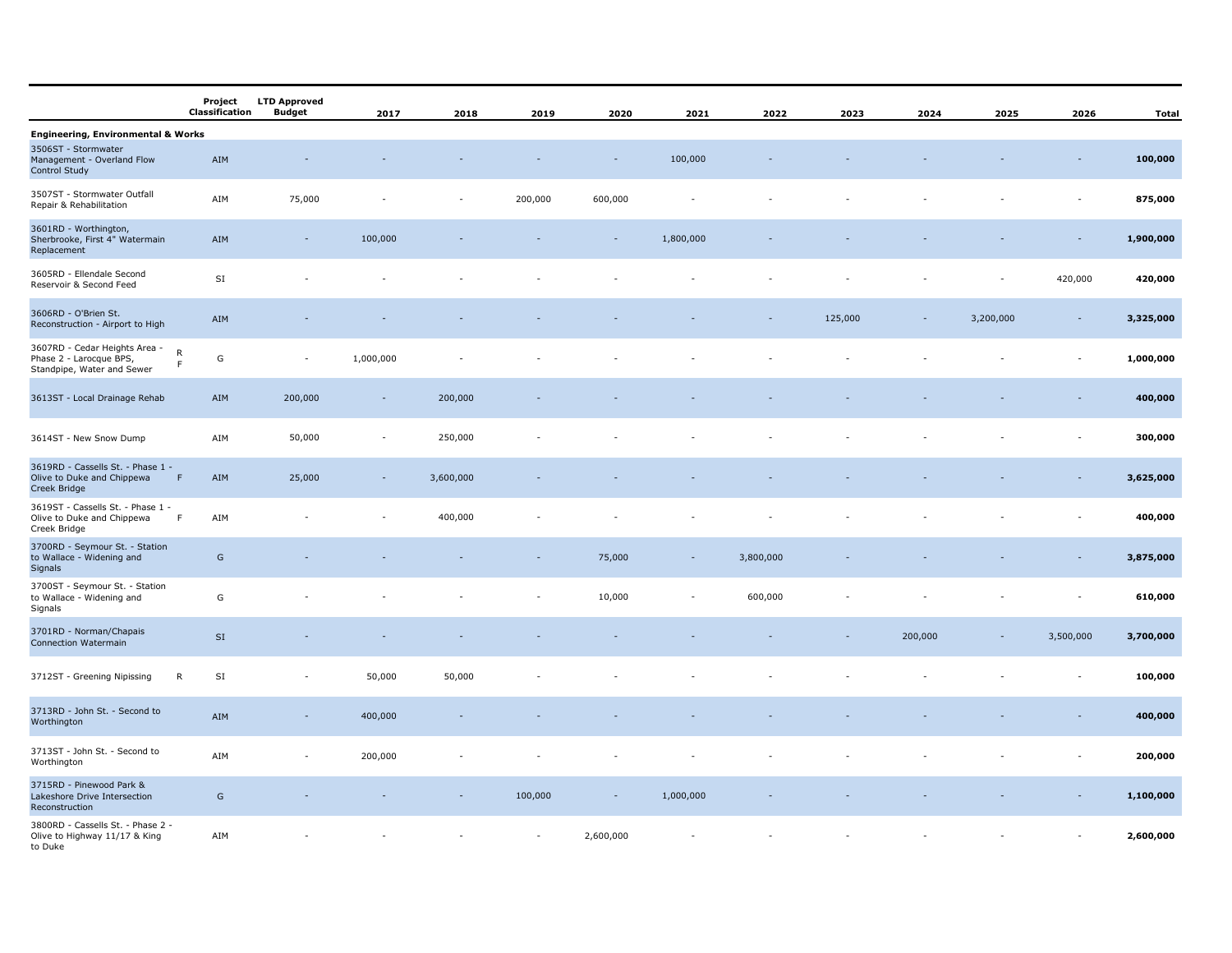| | | Project Classification | LTD Approved Budget | 2017 | 2018 | 2019 | 2020 | 2021 | 2022 | 2023 | 2024 | 2025 | 2026 | Total |
|---|---|---|---|---|---|---|---|---|---|---|---|---|---|---|
| **Engineering, Environmental & Works** | | | | | | | | | | | | | | |
| 3506ST - Stormwater Management - Overland Flow Control Study | | AIM | - | - | - | - | - | 100,000 | - | - | - | - | - | **100,000** |
| 3507ST - Stormwater Outfall Repair & Rehabilitation | | AIM | 75,000 | - | - | 200,000 | 600,000 | - | - | - | - | - | - | **875,000** |
| 3601RD - Worthington, Sherbrooke, First 4" Watermain Replacement | | AIM | - | 100,000 | - | - | - | 1,800,000 | - | - | - | - | - | **1,900,000** |
| 3605RD - Ellendale Second Reservoir & Second Feed | | SI | - | - | - | - | - | - | - | - | - | - | 420,000 | **420,000** |
| 3606RD - O'Brien St. Reconstruction - Airport to High | | AIM | - | - | - | - | - | - | - | 125,000 | - | 3,200,000 | - | **3,325,000** |
| 3607RD - Cedar Heights Area - Phase 2 - Larocque BPS, Standpipe, Water and Sewer | R F | G | - | 1,000,000 | - | - | - | - | - | - | - | - | - | **1,000,000** |
| 3613ST - Local Drainage Rehab | | AIM | 200,000 | - | 200,000 | - | - | - | - | - | - | - | - | **400,000** |
| 3614ST - New Snow Dump | | AIM | 50,000 | - | 250,000 | - | - | - | - | - | - | - | - | **300,000** |
| 3619RD - Cassells St. - Phase 1 - Olive to Duke and Chippewa Creek Bridge | F | AIM | 25,000 | - | 3,600,000 | - | - | - | - | - | - | - | - | **3,625,000** |
| 3619ST - Cassells St. - Phase 1 - Olive to Duke and Chippewa Creek Bridge | F | AIM | - | - | 400,000 | - | - | - | - | - | - | - | - | **400,000** |
| 3700RD - Seymour St. - Station to Wallace - Widening and Signals | | G | - | - | - | - | 75,000 | - | 3,800,000 | - | - | - | - | **3,875,000** |
| 3700ST - Seymour St. - Station to Wallace - Widening and Signals | | G | - | - | - | - | 10,000 | - | 600,000 | - | - | - | - | **610,000** |
| 3701RD - Norman/Chapais Connection Watermain | | SI | - | - | - | - | - | - | - | - | 200,000 | - | 3,500,000 | **3,700,000** |
| 3712ST - Greening Nipissing | R | SI | - | 50,000 | 50,000 | - | - | - | - | - | - | - | - | **100,000** |
| 3713RD - John St. - Second to Worthington | | AIM | - | 400,000 | - | - | - | - | - | - | - | - | - | **400,000** |
| 3713ST - John St. - Second to Worthington | | AIM | - | 200,000 | - | - | - | - | - | - | - | - | - | **200,000** |
| 3715RD - Pinewood Park & Lakeshore Drive Intersection Reconstruction | | G | - | - | - | 100,000 | - | 1,000,000 | - | - | - | - | - | **1,100,000** |
| 3800RD - Cassells St. - Phase 2 - Olive to Highway 11/17 & King to Duke | | AIM | - | - | - | - | 2,600,000 | - | - | - | - | - | - | **2,600,000** |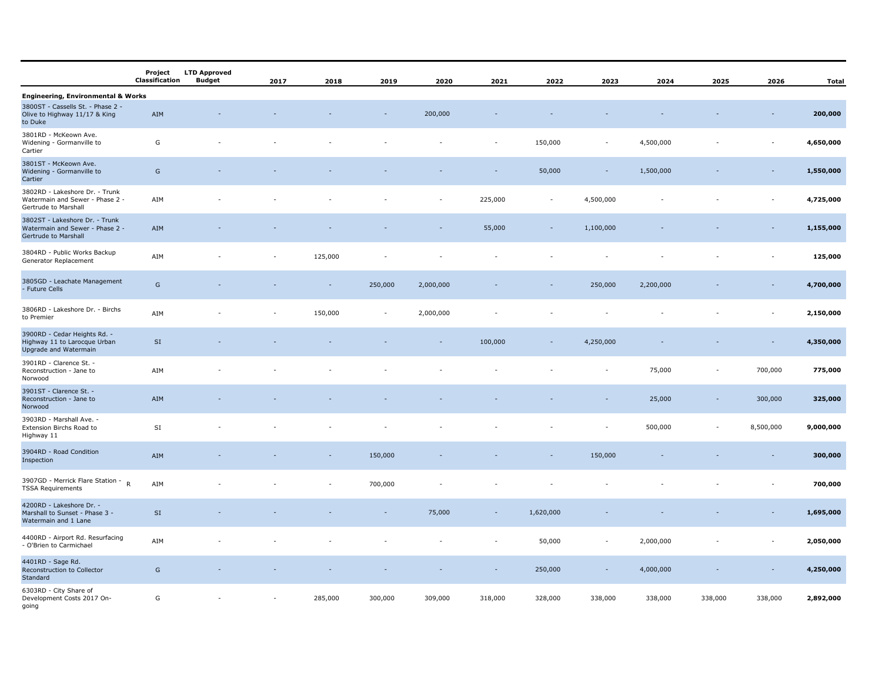| | Project Classification | LTD Approved Budget | 2017 | 2018 | 2019 | 2020 | 2021 | 2022 | 2023 | 2024 | 2025 | 2026 | Total |
|---|---|---|---|---|---|---|---|---|---|---|---|---|---|
| **Engineering, Environmental & Works** | | | | | | | | | | | | | |
| 3800ST - Cassells St. - Phase 2 - Olive to Highway 11/17 & King to Duke | AIM | - | - | - | - | 200,000 | - | - | - | - | - | - | **200,000** |
| 3801RD - McKeown Ave. Widening - Gormanville to Cartier | G | - | - | - | - | - | - | 150,000 | - | 4,500,000 | - | - | **4,650,000** |
| 3801ST - McKeown Ave. Widening - Gormanville to Cartier | G | - | - | - | - | - | - | 50,000 | - | 1,500,000 | - | - | **1,550,000** |
| 3802RD - Lakeshore Dr. - Trunk Watermain and Sewer - Phase 2 - Gertrude to Marshall | AIM | - | - | - | - | - | 225,000 | - | 4,500,000 | - | - | - | **4,725,000** |
| 3802ST - Lakeshore Dr. - Trunk Watermain and Sewer - Phase 2 - Gertrude to Marshall | AIM | - | - | - | - | - | 55,000 | - | 1,100,000 | - | - | - | **1,155,000** |
| 3804RD - Public Works Backup Generator Replacement | AIM | - | - | 125,000 | - | - | - | - | - | - | - | - | **125,000** |
| 3805GD - Leachate Management - Future Cells | G | - | - | - | 250,000 | 2,000,000 | - | - | 250,000 | 2,200,000 | - | - | **4,700,000** |
| 3806RD - Lakeshore Dr. - Birchs to Premier | AIM | - | - | 150,000 | - | 2,000,000 | - | - | - | - | - | - | **2,150,000** |
| 3900RD - Cedar Heights Rd. - Highway 11 to Larocque Urban Upgrade and Watermain | SI | - | - | - | - | - | 100,000 | - | 4,250,000 | - | - | - | **4,350,000** |
| 3901RD - Clarence St. - Reconstruction - Jane to Norwood | AIM | - | - | - | - | - | - | - | - | 75,000 | - | 700,000 | **775,000** |
| 3901ST - Clarence St. - Reconstruction - Jane to Norwood | AIM | - | - | - | - | - | - | - | - | 25,000 | - | 300,000 | **325,000** |
| 3903RD - Marshall Ave. - Extension Birchs Road to Highway 11 | SI | - | - | - | - | - | - | - | - | 500,000 | - | 8,500,000 | **9,000,000** |
| 3904RD - Road Condition Inspection | AIM | - | - | - | 150,000 | - | - | - | 150,000 | - | - | - | **300,000** |
| 3907GD - Merrick Flare Station - TSSA Requirements R | AIM | - | - | - | 700,000 | - | - | - | - | - | - | - | **700,000** |
| 4200RD - Lakeshore Dr. - Marshall to Sunset - Phase 3 - Watermain and 1 Lane | SI | - | - | - | - | 75,000 | - | 1,620,000 | - | - | - | - | **1,695,000** |
| 4400RD - Airport Rd. Resurfacing - O'Brien to Carmichael | AIM | - | - | - | - | - | - | 50,000 | - | 2,000,000 | - | - | **2,050,000** |
| 4401RD - Sage Rd. Reconstruction to Collector Standard | G | - | - | - | - | - | - | 250,000 | - | 4,000,000 | - | - | **4,250,000** |
| 6303RD - City Share of Development Costs 2017 On-going | G | - | - | 285,000 | 300,000 | 309,000 | 318,000 | 328,000 | 338,000 | 338,000 | 338,000 | 338,000 | **2,892,000** |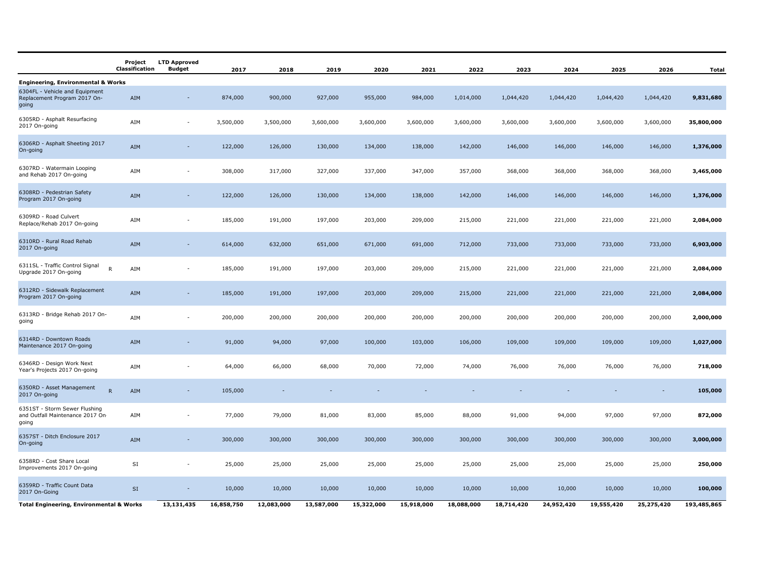| | Project Classification | LTD Approved Budget | 2017 | 2018 | 2019 | 2020 | 2021 | 2022 | 2023 | 2024 | 2025 | 2026 | Total |
|---|---|---|---|---|---|---|---|---|---|---|---|---|---|
| **Engineering, Environmental & Works** | | | | | | | | | | | | | |
| 6304FL - Vehicle and Equipment Replacement Program 2017 On-going | AIM | - | 874,000 | 900,000 | 927,000 | 955,000 | 984,000 | 1,014,000 | 1,044,420 | 1,044,420 | 1,044,420 | 1,044,420 | **9,831,680** |
| 6305RD - Asphalt Resurfacing 2017 On-going | AIM | - | 3,500,000 | 3,500,000 | 3,600,000 | 3,600,000 | 3,600,000 | 3,600,000 | 3,600,000 | 3,600,000 | 3,600,000 | 3,600,000 | **35,800,000** |
| 6306RD - Asphalt Sheeting 2017 On-going | AIM | - | 122,000 | 126,000 | 130,000 | 134,000 | 138,000 | 142,000 | 146,000 | 146,000 | 146,000 | 146,000 | **1,376,000** |
| 6307RD - Watermain Looping and Rehab 2017 On-going | AIM | - | 308,000 | 317,000 | 327,000 | 337,000 | 347,000 | 357,000 | 368,000 | 368,000 | 368,000 | 368,000 | **3,465,000** |
| 6308RD - Pedestrian Safety Program 2017 On-going | AIM | - | 122,000 | 126,000 | 130,000 | 134,000 | 138,000 | 142,000 | 146,000 | 146,000 | 146,000 | 146,000 | **1,376,000** |
| 6309RD - Road Culvert Replace/Rehab 2017 On-going | AIM | - | 185,000 | 191,000 | 197,000 | 203,000 | 209,000 | 215,000 | 221,000 | 221,000 | 221,000 | 221,000 | **2,084,000** |
| 6310RD - Rural Road Rehab 2017 On-going | AIM | - | 614,000 | 632,000 | 651,000 | 671,000 | 691,000 | 712,000 | 733,000 | 733,000 | 733,000 | 733,000 | **6,903,000** |
| 6311SL - Traffic Control Signal Upgrade 2017 On-going R | AIM | - | 185,000 | 191,000 | 197,000 | 203,000 | 209,000 | 215,000 | 221,000 | 221,000 | 221,000 | 221,000 | **2,084,000** |
| 6312RD - Sidewalk Replacement Program 2017 On-going | AIM | - | 185,000 | 191,000 | 197,000 | 203,000 | 209,000 | 215,000 | 221,000 | 221,000 | 221,000 | 221,000 | **2,084,000** |
| 6313RD - Bridge Rehab 2017 On-going | AIM | - | 200,000 | 200,000 | 200,000 | 200,000 | 200,000 | 200,000 | 200,000 | 200,000 | 200,000 | 200,000 | **2,000,000** |
| 6314RD - Downtown Roads Maintenance 2017 On-going | AIM | - | 91,000 | 94,000 | 97,000 | 100,000 | 103,000 | 106,000 | 109,000 | 109,000 | 109,000 | 109,000 | **1,027,000** |
| 6346RD - Design Work Next Year's Projects 2017 On-going | AIM | - | 64,000 | 66,000 | 68,000 | 70,000 | 72,000 | 74,000 | 76,000 | 76,000 | 76,000 | 76,000 | **718,000** |
| 6350RD - Asset Management 2017 On-going R | AIM | - | 105,000 | - | - | - | - | - | - | - | - | - | **105,000** |
| 6351ST - Storm Sewer Flushing and Outfall Maintenance 2017 On-going | AIM | - | 77,000 | 79,000 | 81,000 | 83,000 | 85,000 | 88,000 | 91,000 | 94,000 | 97,000 | 97,000 | **872,000** |
| 6357ST - Ditch Enclosure 2017 On-going | AIM | - | 300,000 | 300,000 | 300,000 | 300,000 | 300,000 | 300,000 | 300,000 | 300,000 | 300,000 | 300,000 | **3,000,000** |
| 6358RD - Cost Share Local Improvements 2017 On-going | SI | - | 25,000 | 25,000 | 25,000 | 25,000 | 25,000 | 25,000 | 25,000 | 25,000 | 25,000 | 25,000 | **250,000** |
| 6359RD - Traffic Count Data 2017 On-Going | SI | - | 10,000 | 10,000 | 10,000 | 10,000 | 10,000 | 10,000 | 10,000 | 10,000 | 10,000 | 10,000 | **100,000** |
| **Total Engineering, Environmental & Works** | | **13,131,435** | **16,858,750** | **12,083,000** | **13,587,000** | **15,322,000** | **15,918,000** | **18,088,000** | **18,714,420** | **24,952,420** | **19,555,420** | **25,275,420** | **193,485,865** |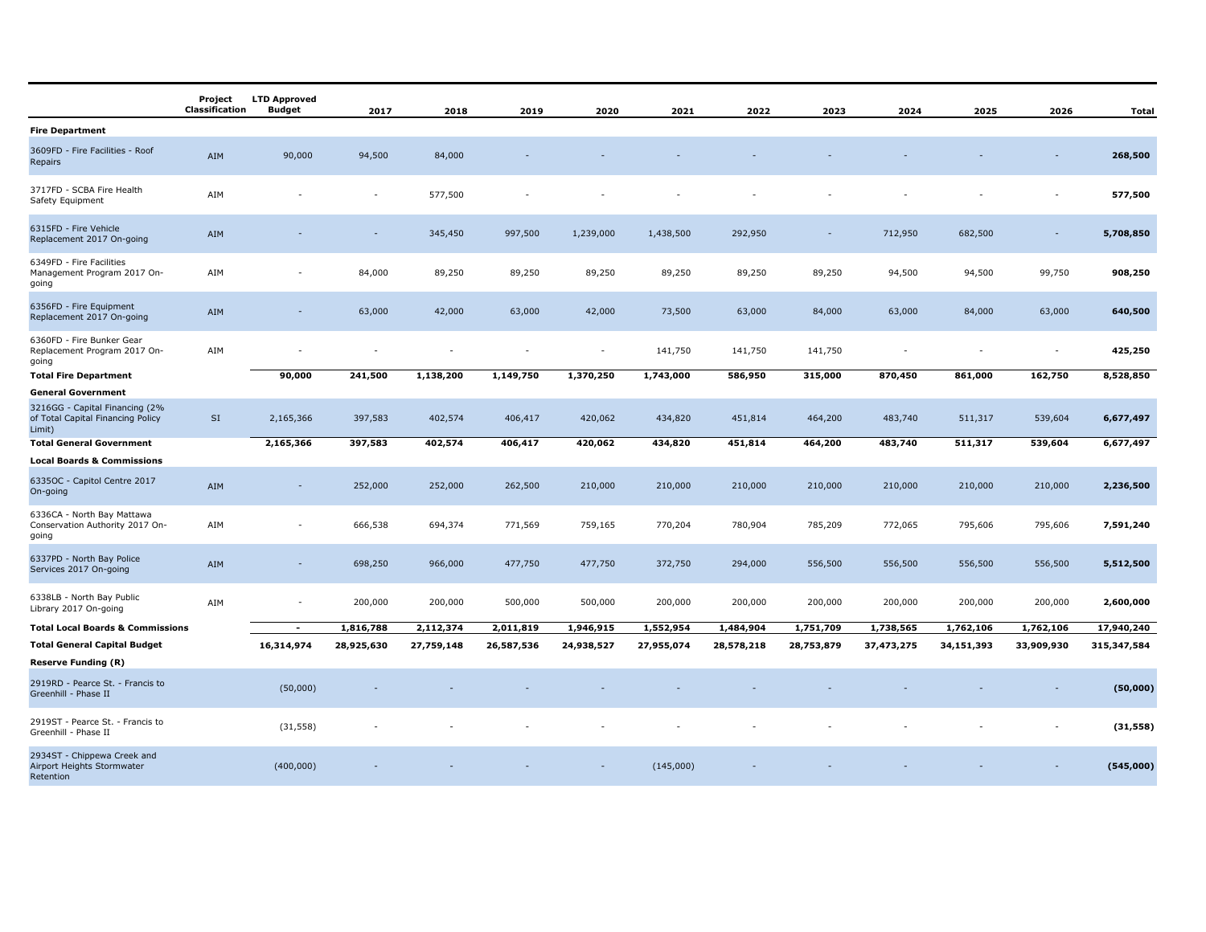| | Project Classification | LTD Approved Budget | 2017 | 2018 | 2019 | 2020 | 2021 | 2022 | 2023 | 2024 | 2025 | 2026 | Total |
|---|---|---|---|---|---|---|---|---|---|---|---|---|---|
| **Fire Department** | | | | | | | | | | | | | |
| 3609FD - Fire Facilities - Roof Repairs | AIM | 90,000 | 94,500 | 84,000 | - | - | - | - | - | - | - | - | **268,500** |
| 3717FD - SCBA Fire Health Safety Equipment | AIM | - | - | 577,500 | - | - | - | - | - | - | - | - | **577,500** |
| 6315FD - Fire Vehicle Replacement 2017 On-going | AIM | - | - | 345,450 | 997,500 | 1,239,000 | 1,438,500 | 292,950 | - | 712,950 | 682,500 | - | **5,708,850** |
| 6349FD - Fire Facilities Management Program 2017 On-going | AIM | - | 84,000 | 89,250 | 89,250 | 89,250 | 89,250 | 89,250 | 89,250 | 94,500 | 94,500 | 99,750 | **908,250** |
| 6356FD - Fire Equipment Replacement 2017 On-going | AIM | - | 63,000 | 42,000 | 63,000 | 42,000 | 73,500 | 63,000 | 84,000 | 63,000 | 84,000 | 63,000 | **640,500** |
| 6360FD - Fire Bunker Gear Replacement Program 2017 On-going | AIM | - | - | - | - | - | 141,750 | 141,750 | 141,750 | - | - | - | **425,250** |
| **Total Fire Department** | | **90,000** | **241,500** | **1,138,200** | **1,149,750** | **1,370,250** | **1,743,000** | **586,950** | **315,000** | **870,450** | **861,000** | **162,750** | **8,528,850** |
| **General Government** | | | | | | | | | | | | | |
| 3216GG - Capital Financing (2% of Total Capital Financing Policy Limit) | SI | 2,165,366 | 397,583 | 402,574 | 406,417 | 420,062 | 434,820 | 451,814 | 464,200 | 483,740 | 511,317 | 539,604 | **6,677,497** |
| **Total General Government** | | **2,165,366** | **397,583** | **402,574** | **406,417** | **420,062** | **434,820** | **451,814** | **464,200** | **483,740** | **511,317** | **539,604** | **6,677,497** |
| **Local Boards & Commissions** | | | | | | | | | | | | | |
| 6335OC - Capitol Centre 2017 On-going | AIM | - | 252,000 | 252,000 | 262,500 | 210,000 | 210,000 | 210,000 | 210,000 | 210,000 | 210,000 | 210,000 | **2,236,500** |
| 6336CA - North Bay Mattawa Conservation Authority 2017 On-going | AIM | - | 666,538 | 694,374 | 771,569 | 759,165 | 770,204 | 780,904 | 785,209 | 772,065 | 795,606 | 795,606 | **7,591,240** |
| 6337PD - North Bay Police Services 2017 On-going | AIM | - | 698,250 | 966,000 | 477,750 | 477,750 | 372,750 | 294,000 | 556,500 | 556,500 | 556,500 | 556,500 | **5,512,500** |
| 6338LB - North Bay Public Library 2017 On-going | AIM | - | 200,000 | 200,000 | 500,000 | 500,000 | 200,000 | 200,000 | 200,000 | 200,000 | 200,000 | 200,000 | **2,600,000** |
| **Total Local Boards & Commissions** | | **-** | **1,816,788** | **2,112,374** | **2,011,819** | **1,946,915** | **1,552,954** | **1,484,904** | **1,751,709** | **1,738,565** | **1,762,106** | **1,762,106** | **17,940,240** |
| **Total General Capital Budget** | | **16,314,974** | **28,925,630** | **27,759,148** | **26,587,536** | **24,938,527** | **27,955,074** | **28,578,218** | **28,753,879** | **37,473,275** | **34,151,393** | **33,909,930** | **315,347,584** |
| **Reserve Funding (R)** | | | | | | | | | | | | | |
| 2919RD - Pearce St. - Francis to Greenhill - Phase II | | (50,000) | - | - | - | - | - | - | - | - | - | - | **(50,000)** |
| 2919ST - Pearce St. - Francis to Greenhill - Phase II | | (31,558) | - | - | - | - | - | - | - | - | - | - | **(31,558)** |
| 2934ST - Chippewa Creek and Airport Heights Stormwater Retention | | (400,000) | - | - | - | - | (145,000) | - | - | - | - | - | **(545,000)** |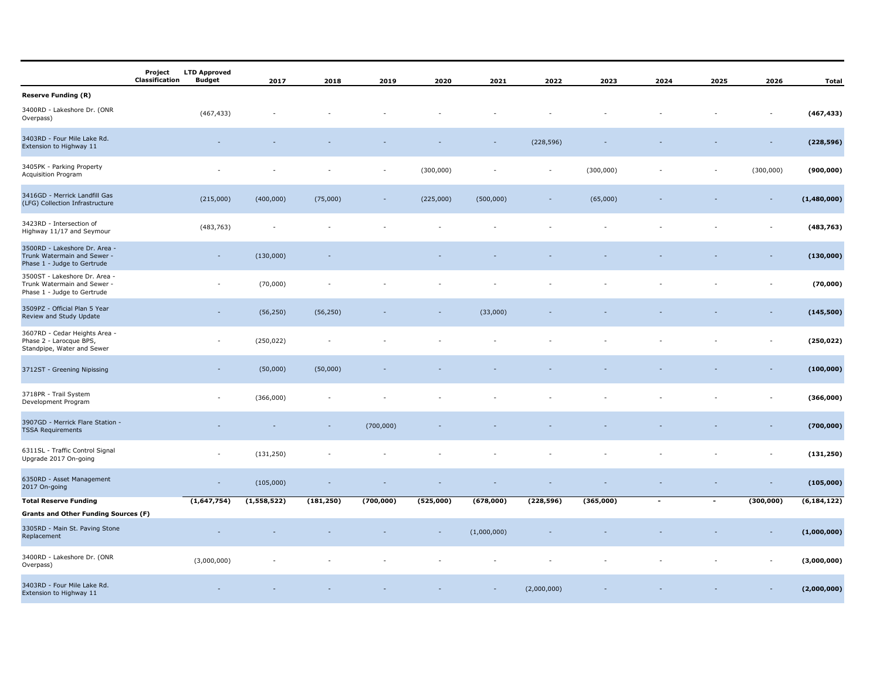| | Project Classification | LTD Approved Budget | 2017 | 2018 | 2019 | 2020 | 2021 | 2022 | 2023 | 2024 | 2025 | 2026 | Total |
|---|---|---|---|---|---|---|---|---|---|---|---|---|---|
| **Reserve Funding (R)** | | | | | | | | | | | | | |
| 3400RD - Lakeshore Dr. (ONR Overpass) | | (467,433) | - | - | - | - | - | - | - | - | - | - | **(467,433)** |
| 3403RD - Four Mile Lake Rd. Extension to Highway 11 | | - | - | - | - | - | - | (228,596) | - | - | - | - | **(228,596)** |
| 3405PK - Parking Property Acquisition Program | | - | - | - | - | (300,000) | - | - | (300,000) | - | - | (300,000) | **(900,000)** |
| 3416GD - Merrick Landfill Gas (LFG) Collection Infrastructure | | (215,000) | (400,000) | (75,000) | - | (225,000) | (500,000) | - | (65,000) | - | - | - | **(1,480,000)** |
| 3423RD - Intersection of Highway 11/17 and Seymour | | (483,763) | - | - | - | - | - | - | - | - | - | - | **(483,763)** |
| 3500RD - Lakeshore Dr. Area - Trunk Watermain and Sewer - Phase 1 - Judge to Gertrude | | - | (130,000) | - | | - | - | - | - | - | - | - | **(130,000)** |
| 3500ST - Lakeshore Dr. Area - Trunk Watermain and Sewer - Phase 1 - Judge to Gertrude | | - | (70,000) | - | - | - | - | - | - | - | - | - | **(70,000)** |
| 3509PZ - Official Plan 5 Year Review and Study Update | | - | (56,250) | (56,250) | - | - | (33,000) | - | - | - | - | - | **(145,500)** |
| 3607RD - Cedar Heights Area - Phase 2 - Larocque BPS, Standpipe, Water and Sewer | | - | (250,022) | - | - | - | - | - | - | - | - | - | **(250,022)** |
| 3712ST - Greening Nipissing | | - | (50,000) | (50,000) | - | - | - | - | - | - | - | - | **(100,000)** |
| 3718PR - Trail System Development Program | | - | (366,000) | - | - | - | - | - | - | - | - | - | **(366,000)** |
| 3907GD - Merrick Flare Station - TSSA Requirements | | - | - | - | (700,000) | - | - | - | - | - | - | - | **(700,000)** |
| 6311SL - Traffic Control Signal Upgrade 2017 On-going | | - | (131,250) | - | - | - | - | - | - | - | - | - | **(131,250)** |
| 6350RD - Asset Management 2017 On-going | | - | (105,000) | - | - | - | - | - | - | - | - | - | **(105,000)** |
| **Total Reserve Funding** | | **(1,647,754)** | **(1,558,522)** | **(181,250)** | **(700,000)** | **(525,000)** | **(678,000)** | **(228,596)** | **(365,000)** | **-** | **-** | **(300,000)** | **(6,184,122)** |
| **Grants and Other Funding Sources (F)** | | | | | | | | | | | | | |
| 3305RD - Main St. Paving Stone Replacement | | - | - | - | - | - | (1,000,000) | - | - | - | - | - | **(1,000,000)** |
| 3400RD - Lakeshore Dr. (ONR Overpass) | | (3,000,000) | - | - | - | - | - | - | - | - | - | - | **(3,000,000)** |
| 3403RD - Four Mile Lake Rd. Extension to Highway 11 | | - | - | - | - | - | - | (2,000,000) | - | - | - | - | **(2,000,000)** |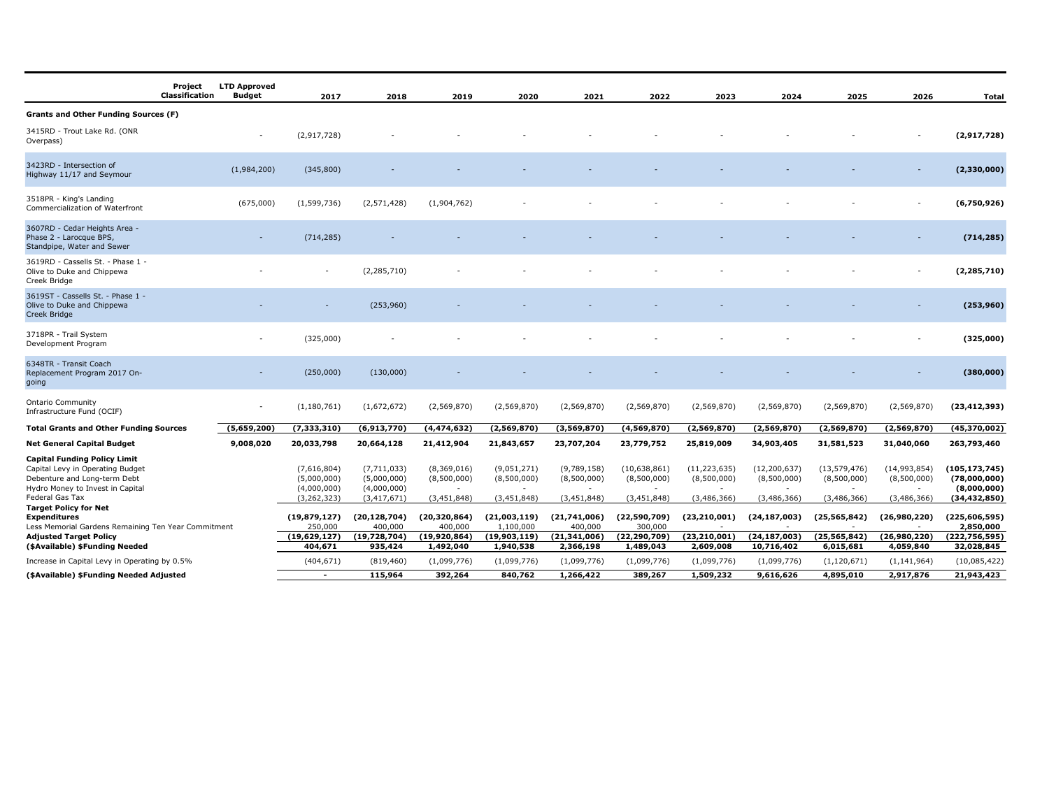| | Project Classification | LTD Approved Budget | 2017 | 2018 | 2019 | 2020 | 2021 | 2022 | 2023 | 2024 | 2025 | 2026 | Total |
|---|---|---|---|---|---|---|---|---|---|---|---|---|---|
| **Grants and Other Funding Sources (F)** | | | | | | | | | | | | | |
| 3415RD - Trout Lake Rd. (ONR Overpass) | | - | (2,917,728) | - | - | - | - | - | - | - | - | - | **(2,917,728)** |
| 3423RD - Intersection of Highway 11/17 and Seymour | | (1,984,200) | (345,800) | - | - | - | - | - | - | - | - | - | **(2,330,000)** |
| 3518PR - King's Landing Commercialization of Waterfront | | (675,000) | (1,599,736) | (2,571,428) | (1,904,762) | - | - | - | - | - | - | - | **(6,750,926)** |
| 3607RD - Cedar Heights Area - Phase 2 - Larocque BPS, Standpipe, Water and Sewer | | - | (714,285) | - | - | - | - | - | - | - | - | - | **(714,285)** |
| 3619RD - Cassells St. - Phase 1 - Olive to Duke and Chippewa Creek Bridge | | - | - | (2,285,710) | - | - | - | - | - | - | - | - | **(2,285,710)** |
| 3619ST - Cassells St. - Phase 1 - Olive to Duke and Chippewa Creek Bridge | | - | - | (253,960) | - | - | - | - | - | - | - | - | **(253,960)** |
| 3718PR - Trail System Development Program | | - | (325,000) | - | - | - | - | - | - | - | - | - | **(325,000)** |
| 6348TR - Transit Coach Replacement Program 2017 On-going | | - | (250,000) | (130,000) | - | - | - | - | - | - | - | - | **(380,000)** |
| Ontario Community Infrastructure Fund (OCIF) | | - | (1,180,761) | (1,672,672) | (2,569,870) | (2,569,870) | (2,569,870) | (2,569,870) | (2,569,870) | (2,569,870) | (2,569,870) | (2,569,870) | **(23,412,393)** |
| **Total Grants and Other Funding Sources** | | **(5,659,200)** | **(7,333,310)** | **(6,913,770)** | **(4,474,632)** | **(2,569,870)** | **(3,569,870)** | **(4,569,870)** | **(2,569,870)** | **(2,569,870)** | **(2,569,870)** | **(2,569,870)** | **(45,370,002)** |
| **Net General Capital Budget** | | **9,008,020** | **20,033,798** | **20,664,128** | **21,412,904** | **21,843,657** | **23,707,204** | **23,779,752** | **25,819,009** | **34,903,405** | **31,581,523** | **31,040,060** | **263,793,460** |
| **Capital Funding Policy Limit** | | | | | | | | | | | | | |
| Capital Levy in Operating Budget | | | (7,616,804) | (7,711,033) | (8,369,016) | (9,051,271) | (9,789,158) | (10,638,861) | (11,223,635) | (12,200,637) | (13,579,476) | (14,993,854) | **(105,173,745)** |
| Debenture and Long-term Debt | | | (5,000,000) | (5,000,000) | (8,500,000) | (8,500,000) | (8,500,000) | (8,500,000) | (8,500,000) | (8,500,000) | (8,500,000) | (8,500,000) | **(78,000,000)** |
| Hydro Money to Invest in Capital | | | (4,000,000) | (4,000,000) | - | - | - | - | - | - | - | - | **(8,000,000)** |
| Federal Gas Tax | | | (3,262,323) | (3,417,671) | (3,451,848) | (3,451,848) | (3,451,848) | (3,451,848) | (3,486,366) | (3,486,366) | (3,486,366) | (3,486,366) | **(34,432,850)** |
| **Target Policy for Net Expenditures** | | | **(19,879,127)** | **(20,128,704)** | **(20,320,864)** | **(21,003,119)** | **(21,741,006)** | **(22,590,709)** | **(23,210,001)** | **(24,187,003)** | **(25,565,842)** | **(26,980,220)** | **(225,606,595)** |
| Less Memorial Gardens Remaining Ten Year Commitment | | | 250,000 | 400,000 | 400,000 | 1,100,000 | 400,000 | 300,000 | - | - | - | - | **2,850,000** |
| **Adjusted Target Policy** | | | **(19,629,127)** | **(19,728,704)** | **(19,920,864)** | **(19,903,119)** | **(21,341,006)** | **(22,290,709)** | **(23,210,001)** | **(24,187,003)** | **(25,565,842)** | **(26,980,220)** | **(222,756,595)** |
| **($Available) $Funding Needed** | | | **404,671** | **935,424** | **1,492,040** | **1,940,538** | **2,366,198** | **1,489,043** | **2,609,008** | **10,716,402** | **6,015,681** | **4,059,840** | **32,028,845** |
| Increase in Capital Levy in Operating by 0.5% | | | (404,671) | (819,460) | (1,099,776) | (1,099,776) | (1,099,776) | (1,099,776) | (1,099,776) | (1,099,776) | (1,120,671) | (1,141,964) | (10,085,422) |
| **($Available) $Funding Needed Adjusted** | | | **-** | **115,964** | **392,264** | **840,762** | **1,266,422** | **389,267** | **1,509,232** | **9,616,626** | **4,895,010** | **2,917,876** | **21,943,423** |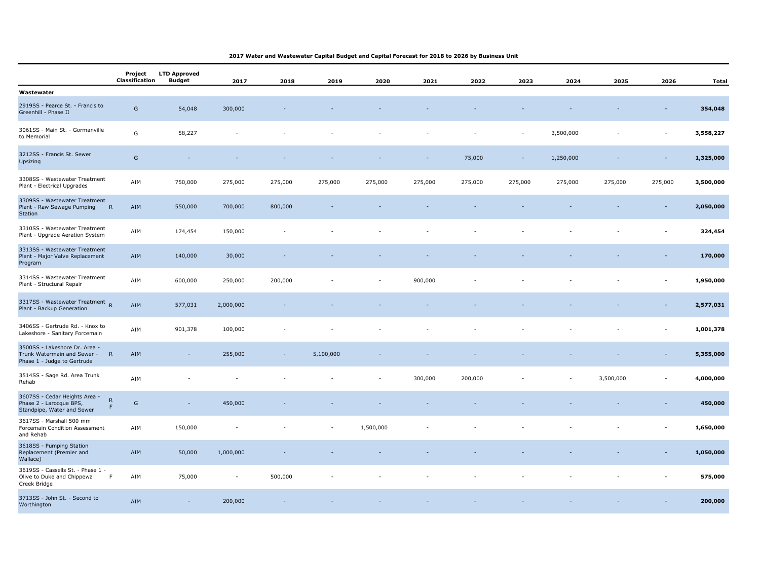**2017 Water and Wastewater Capital Budget and Capital Forecast for 2018 to 2026 by Business Unit**

| | | Project Classification | LTD Approved Budget | 2017 | 2018 | 2019 | 2020 | 2021 | 2022 | 2023 | 2024 | 2025 | 2026 | Total |
|---|---|---|---|---|---|---|---|---|---|---|---|---|---|---|
| **Wastewater** | | | | | | | | | | | | | | |
| 2919SS - Pearce St. - Francis to Greenhill - Phase II | | G | 54,048 | 300,000 | - | - | - | - | - | - | - | - | - | **354,048** |
| 3061SS - Main St. - Gormanville to Memorial | | G | 58,227 | - | - | - | - | - | - | - | 3,500,000 | - | - | **3,558,227** |
| 3212SS - Francis St. Sewer Upsizing | | G | - | - | - | - | - | - | 75,000 | - | 1,250,000 | - | - | **1,325,000** |
| 3308SS - Wastewater Treatment Plant - Electrical Upgrades | | AIM | 750,000 | 275,000 | 275,000 | 275,000 | 275,000 | 275,000 | 275,000 | 275,000 | 275,000 | 275,000 | 275,000 | **3,500,000** |
| 3309SS - Wastewater Treatment Plant - Raw Sewage Pumping Station | R | AIM | 550,000 | 700,000 | 800,000 | - | - | - | - | - | - | - | - | **2,050,000** |
| 3310SS - Wastewater Treatment Plant - Upgrade Aeration System | | AIM | 174,454 | 150,000 | - | - | - | - | - | - | - | - | - | **324,454** |
| 3313SS - Wastewater Treatment Plant - Major Valve Replacement Program | | AIM | 140,000 | 30,000 | - | - | - | - | - | - | - | - | - | **170,000** |
| 3314SS - Wastewater Treatment Plant - Structural Repair | | AIM | 600,000 | 250,000 | 200,000 | - | - | 900,000 | - | - | - | - | - | **1,950,000** |
| 3317SS - Wastewater Treatment Plant - Backup Generation | R | AIM | 577,031 | 2,000,000 | - | - | - | - | - | - | - | - | - | **2,577,031** |
| 3406SS - Gertrude Rd. - Knox to Lakeshore - Sanitary Forcemain | | AIM | 901,378 | 100,000 | - | - | - | - | - | - | - | - | - | **1,001,378** |
| 3500SS - Lakeshore Dr. Area - Trunk Watermain and Sewer - Phase 1 - Judge to Gertrude | R | AIM | - | 255,000 | - | 5,100,000 | - | - | - | - | - | - | - | **5,355,000** |
| 3514SS - Sage Rd. Area Trunk Rehab | | AIM | - | - | - | - | - | 300,000 | 200,000 | - | - | 3,500,000 | - | **4,000,000** |
| 3607SS - Cedar Heights Area - Phase 2 - Larocque BPS, Standpipe, Water and Sewer | R F | G | - | 450,000 | - | - | - | - | - | - | - | - | - | **450,000** |
| 3617SS - Marshall 500 mm Forcemain Condition Assessment and Rehab | | AIM | 150,000 | - | - | - | 1,500,000 | - | - | - | - | - | - | **1,650,000** |
| 3618SS - Pumping Station Replacement (Premier and Wallace) | | AIM | 50,000 | 1,000,000 | - | - | - | - | - | - | - | - | - | **1,050,000** |
| 3619SS - Cassells St. - Phase 1 - Olive to Duke and Chippewa Creek Bridge | F | AIM | 75,000 | - | 500,000 | - | - | - | - | - | - | - | - | **575,000** |
| 3713SS - John St. - Second to Worthington | | AIM | - | 200,000 | - | - | - | - | - | - | - | - | - | **200,000** |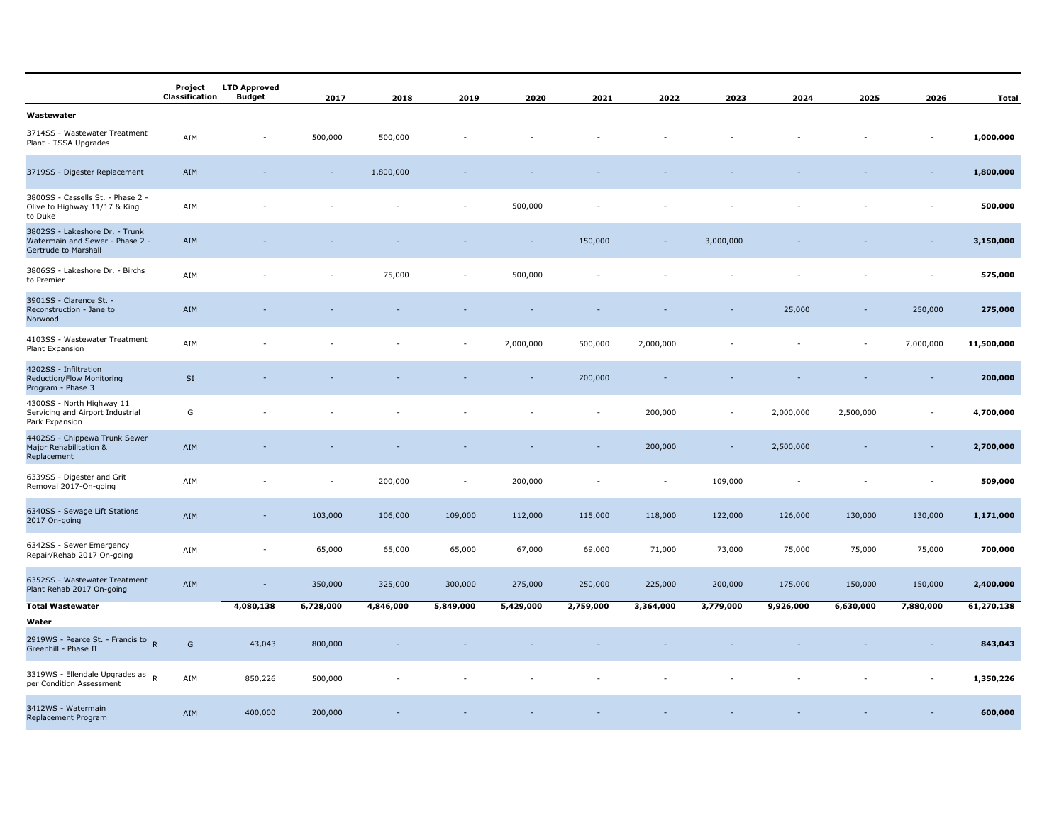| | Project Classification | LTD Approved Budget | 2017 | 2018 | 2019 | 2020 | 2021 | 2022 | 2023 | 2024 | 2025 | 2026 | Total |
|---|---|---|---|---|---|---|---|---|---|---|---|---|---|
| **Wastewater** | | | | | | | | | | | | | |
| 3714SS - Wastewater Treatment Plant - TSSA Upgrades | AIM | - | 500,000 | 500,000 | - | - | - | - | - | - | - | - | **1,000,000** |
| 3719SS - Digester Replacement | AIM | - | - | 1,800,000 | - | - | - | - | - | - | - | - | **1,800,000** |
| 3800SS - Cassells St. - Phase 2 - Olive to Highway 11/17 & King to Duke | AIM | - | - | - | - | 500,000 | - | - | - | - | - | - | **500,000** |
| 3802SS - Lakeshore Dr. - Trunk Watermain and Sewer - Phase 2 - Gertrude to Marshall | AIM | - | - | - | - | - | 150,000 | - | 3,000,000 | - | - | - | **3,150,000** |
| 3806SS - Lakeshore Dr. - Birchs to Premier | AIM | - | - | 75,000 | - | 500,000 | - | - | - | - | - | - | **575,000** |
| 3901SS - Clarence St. - Reconstruction - Jane to Norwood | AIM | - | - | - | - | - | - | - | - | 25,000 | - | 250,000 | **275,000** |
| 4103SS - Wastewater Treatment Plant Expansion | AIM | - | - | - | - | 2,000,000 | 500,000 | 2,000,000 | - | - | - | 7,000,000 | **11,500,000** |
| 4202SS - Infiltration Reduction/Flow Monitoring Program - Phase 3 | SI | - | - | - | - | - | 200,000 | - | - | - | - | - | **200,000** |
| 4300SS - North Highway 11 Servicing and Airport Industrial Park Expansion | G | - | - | - | - | - | - | 200,000 | - | 2,000,000 | 2,500,000 | - | **4,700,000** |
| 4402SS - Chippewa Trunk Sewer Major Rehabilitation & Replacement | AIM | - | - | - | - | - | - | 200,000 | - | 2,500,000 | - | - | **2,700,000** |
| 6339SS - Digester and Grit Removal 2017-On-going | AIM | - | - | 200,000 | - | 200,000 | - | - | 109,000 | - | - | - | **509,000** |
| 6340SS - Sewage Lift Stations 2017 On-going | AIM | - | 103,000 | 106,000 | 109,000 | 112,000 | 115,000 | 118,000 | 122,000 | 126,000 | 130,000 | 130,000 | **1,171,000** |
| 6342SS - Sewer Emergency Repair/Rehab 2017 On-going | AIM | - | 65,000 | 65,000 | 65,000 | 67,000 | 69,000 | 71,000 | 73,000 | 75,000 | 75,000 | 75,000 | **700,000** |
| 6352SS - Wastewater Treatment Plant Rehab 2017 On-going | AIM | - | 350,000 | 325,000 | 300,000 | 275,000 | 250,000 | 225,000 | 200,000 | 175,000 | 150,000 | 150,000 | **2,400,000** |
| **Total Wastewater** | | **4,080,138** | **6,728,000** | **4,846,000** | **5,849,000** | **5,429,000** | **2,759,000** | **3,364,000** | **3,779,000** | **9,926,000** | **6,630,000** | **7,880,000** | **61,270,138** |
| **Water** | | | | | | | | | | | | | |
| 2919WS - Pearce St. - Francis to Greenhill - Phase II R | G | 43,043 | 800,000 | - | - | - | - | - | - | - | - | - | **843,043** |
| 3319WS - Ellendale Upgrades as per Condition Assessment R | AIM | 850,226 | 500,000 | - | - | - | - | - | - | - | - | - | **1,350,226** |
| 3412WS - Watermain Replacement Program | AIM | 400,000 | 200,000 | - | - | - | - | - | - | - | - | - | **600,000** |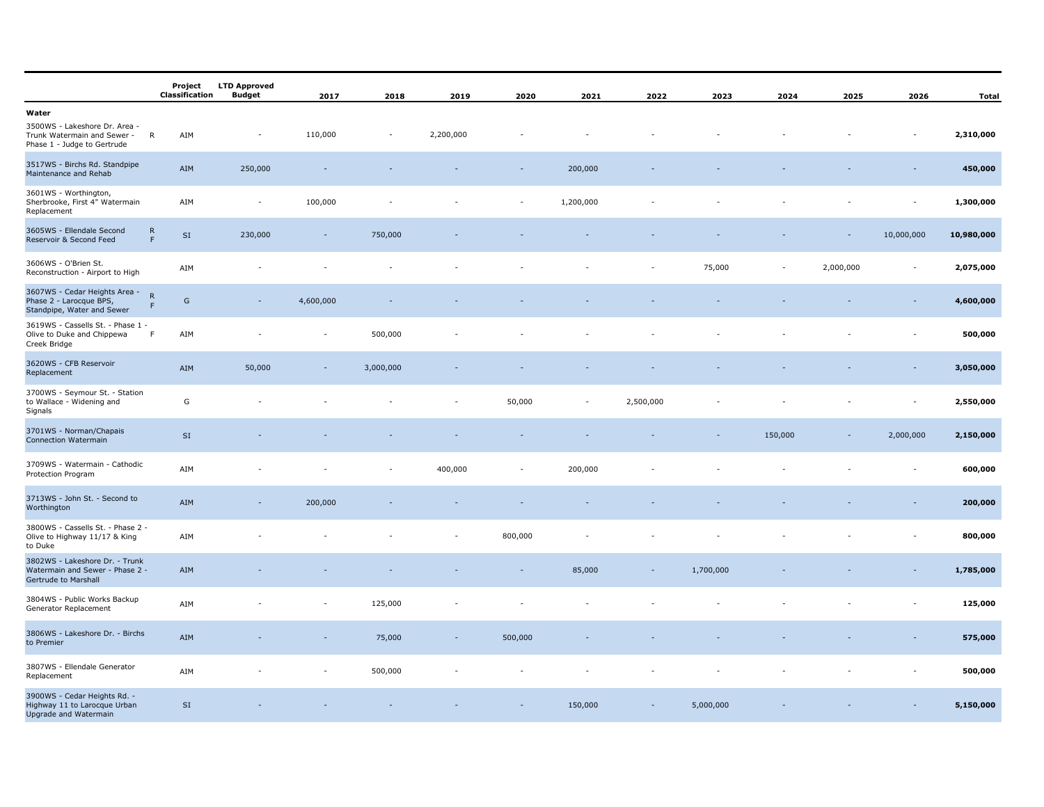| | | Project Classification | LTD Approved Budget | 2017 | 2018 | 2019 | 2020 | 2021 | 2022 | 2023 | 2024 | 2025 | 2026 | Total |
|---|---|---|---|---|---|---|---|---|---|---|---|---|---|---|
| **Water** | | | | | | | | | | | | | | |
| 3500WS - Lakeshore Dr. Area - Trunk Watermain and Sewer - Phase 1 - Judge to Gertrude | R | AIM | - | 110,000 | - | 2,200,000 | - | - | - | - | - | - | - | **2,310,000** |
| 3517WS - Birchs Rd. Standpipe Maintenance and Rehab | | AIM | 250,000 | - | - | - | - | 200,000 | - | - | - | - | - | **450,000** |
| 3601WS - Worthington, Sherbrooke, First 4" Watermain Replacement | | AIM | - | 100,000 | - | - | - | 1,200,000 | - | - | - | - | - | **1,300,000** |
| 3605WS - Ellendale Second Reservoir & Second Feed | R F | SI | 230,000 | - | 750,000 | - | - | - | - | - | - | - | 10,000,000 | **10,980,000** |
| 3606WS - O'Brien St. Reconstruction - Airport to High | | AIM | - | - | - | - | - | - | - | 75,000 | - | 2,000,000 | - | **2,075,000** |
| 3607WS - Cedar Heights Area - Phase 2 - Larocque BPS, Standpipe, Water and Sewer | R F | G | - | 4,600,000 | - | - | - | - | - | - | - | - | - | **4,600,000** |
| 3619WS - Cassells St. - Phase 1 - Olive to Duke and Chippewa Creek Bridge | F | AIM | - | - | 500,000 | - | - | - | - | - | - | - | - | **500,000** |
| 3620WS - CFB Reservoir Replacement | | AIM | 50,000 | - | 3,000,000 | - | - | - | - | - | - | - | - | **3,050,000** |
| 3700WS - Seymour St. - Station to Wallace - Widening and Signals | | G | - | - | - | - | 50,000 | - | 2,500,000 | - | - | - | - | **2,550,000** |
| 3701WS - Norman/Chapais Connection Watermain | | SI | - | - | - | - | - | - | - | - | 150,000 | - | 2,000,000 | **2,150,000** |
| 3709WS - Watermain - Cathodic Protection Program | | AIM | - | - | - | 400,000 | - | 200,000 | - | - | - | - | - | **600,000** |
| 3713WS - John St. - Second to Worthington | | AIM | - | 200,000 | - | - | - | - | - | - | - | - | - | **200,000** |
| 3800WS - Cassells St. - Phase 2 - Olive to Highway 11/17 & King to Duke | | AIM | - | - | - | - | 800,000 | - | - | - | - | - | - | **800,000** |
| 3802WS - Lakeshore Dr. - Trunk Watermain and Sewer - Phase 2 - Gertrude to Marshall | | AIM | - | - | - | - | - | 85,000 | - | 1,700,000 | - | - | - | **1,785,000** |
| 3804WS - Public Works Backup Generator Replacement | | AIM | - | - | 125,000 | - | - | - | - | - | - | - | - | **125,000** |
| 3806WS - Lakeshore Dr. - Birchs to Premier | | AIM | - | - | 75,000 | - | 500,000 | - | - | - | - | - | - | **575,000** |
| 3807WS - Ellendale Generator Replacement | | AIM | - | - | 500,000 | - | - | - | - | - | - | - | - | **500,000** |
| 3900WS - Cedar Heights Rd. - Highway 11 to Larocque Urban Upgrade and Watermain | | SI | - | - | - | - | - | 150,000 | - | 5,000,000 | - | - | - | **5,150,000** |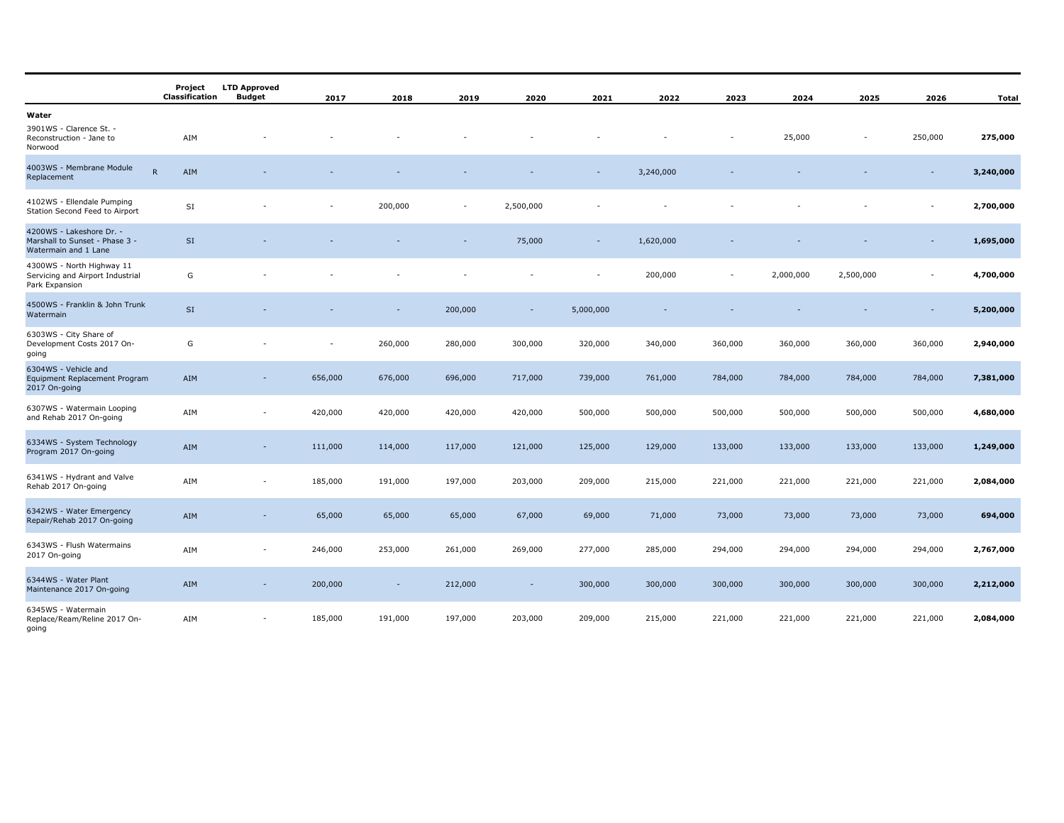| | Project Classification | LTD Approved Budget | 2017 | 2018 | 2019 | 2020 | 2021 | 2022 | 2023 | 2024 | 2025 | 2026 | Total |
|---|---|---|---|---|---|---|---|---|---|---|---|---|---|
| **Water** | | | | | | | | | | | | | |
| 3901WS - Clarence St. - Reconstruction - Jane to Norwood | AIM | - | - | - | - | - | - | - | - | 25,000 | - | 250,000 | **275,000** |
| 4003WS - Membrane Module Replacement R | AIM | - | - | - | - | - | - | 3,240,000 | - | - | - | - | **3,240,000** |
| 4102WS - Ellendale Pumping Station Second Feed to Airport | SI | - | - | 200,000 | - | 2,500,000 | - | - | - | - | - | - | **2,700,000** |
| 4200WS - Lakeshore Dr. - Marshall to Sunset - Phase 3 - Watermain and 1 Lane | SI | - | - | - | - | 75,000 | - | 1,620,000 | - | - | - | - | **1,695,000** |
| 4300WS - North Highway 11 Servicing and Airport Industrial Park Expansion | G | - | - | - | - | - | - | 200,000 | - | 2,000,000 | 2,500,000 | - | **4,700,000** |
| 4500WS - Franklin & John Trunk Watermain | SI | - | - | - | 200,000 | - | 5,000,000 | - | - | - | - | - | **5,200,000** |
| 6303WS - City Share of Development Costs 2017 On-going | G | - | - | 260,000 | 280,000 | 300,000 | 320,000 | 340,000 | 360,000 | 360,000 | 360,000 | 360,000 | **2,940,000** |
| 6304WS - Vehicle and Equipment Replacement Program 2017 On-going | AIM | - | 656,000 | 676,000 | 696,000 | 717,000 | 739,000 | 761,000 | 784,000 | 784,000 | 784,000 | 784,000 | **7,381,000** |
| 6307WS - Watermain Looping and Rehab 2017 On-going | AIM | - | 420,000 | 420,000 | 420,000 | 420,000 | 500,000 | 500,000 | 500,000 | 500,000 | 500,000 | 500,000 | **4,680,000** |
| 6334WS - System Technology Program 2017 On-going | AIM | - | 111,000 | 114,000 | 117,000 | 121,000 | 125,000 | 129,000 | 133,000 | 133,000 | 133,000 | 133,000 | **1,249,000** |
| 6341WS - Hydrant and Valve Rehab 2017 On-going | AIM | - | 185,000 | 191,000 | 197,000 | 203,000 | 209,000 | 215,000 | 221,000 | 221,000 | 221,000 | 221,000 | **2,084,000** |
| 6342WS - Water Emergency Repair/Rehab 2017 On-going | AIM | - | 65,000 | 65,000 | 65,000 | 67,000 | 69,000 | 71,000 | 73,000 | 73,000 | 73,000 | 73,000 | **694,000** |
| 6343WS - Flush Watermains 2017 On-going | AIM | - | 246,000 | 253,000 | 261,000 | 269,000 | 277,000 | 285,000 | 294,000 | 294,000 | 294,000 | 294,000 | **2,767,000** |
| 6344WS - Water Plant Maintenance 2017 On-going | AIM | - | 200,000 | - | 212,000 | - | 300,000 | 300,000 | 300,000 | 300,000 | 300,000 | 300,000 | **2,212,000** |
| 6345WS - Watermain Replace/Ream/Reline 2017 On-going | AIM | - | 185,000 | 191,000 | 197,000 | 203,000 | 209,000 | 215,000 | 221,000 | 221,000 | 221,000 | 221,000 | **2,084,000** |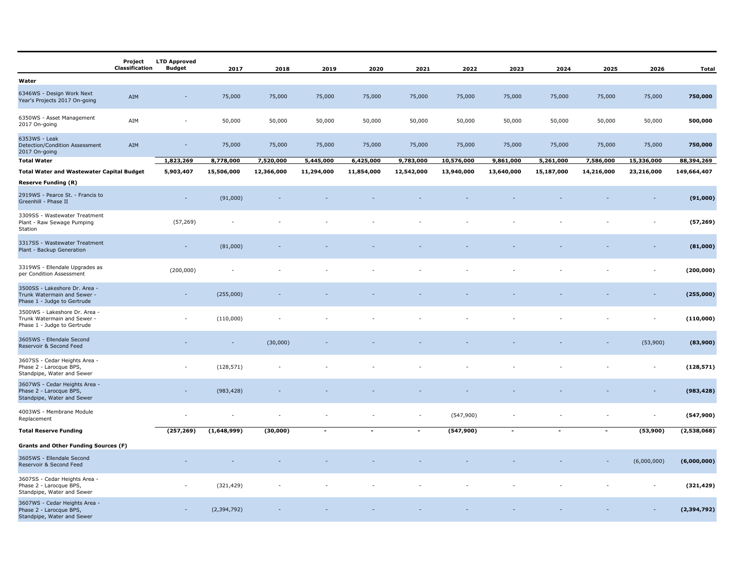| | Project Classification | LTD Approved Budget | 2017 | 2018 | 2019 | 2020 | 2021 | 2022 | 2023 | 2024 | 2025 | 2026 | Total |
|---|---|---|---|---|---|---|---|---|---|---|---|---|---|
| **Water** | | | | | | | | | | | | | |
| 6346WS - Design Work Next Year's Projects 2017 On-going | AIM | - | 75,000 | 75,000 | 75,000 | 75,000 | 75,000 | 75,000 | 75,000 | 75,000 | 75,000 | 75,000 | **750,000** |
| 6350WS - Asset Management 2017 On-going | AIM | - | 50,000 | 50,000 | 50,000 | 50,000 | 50,000 | 50,000 | 50,000 | 50,000 | 50,000 | 50,000 | **500,000** |
| 6353WS - Leak Detection/Condition Assessment 2017 On-going | AIM | - | 75,000 | 75,000 | 75,000 | 75,000 | 75,000 | 75,000 | 75,000 | 75,000 | 75,000 | 75,000 | **750,000** |
| **Total Water** | | **1,823,269** | **8,778,000** | **7,520,000** | **5,445,000** | **6,425,000** | **9,783,000** | **10,576,000** | **9,861,000** | **5,261,000** | **7,586,000** | **15,336,000** | **88,394,269** |
| **Total Water and Wastewater Capital Budget** | | **5,903,407** | **15,506,000** | **12,366,000** | **11,294,000** | **11,854,000** | **12,542,000** | **13,940,000** | **13,640,000** | **15,187,000** | **14,216,000** | **23,216,000** | **149,664,407** |
| **Reserve Funding (R)** | | | | | | | | | | | | | |
| 2919WS - Pearce St. - Francis to Greenhill - Phase II | | - | (91,000) | - | - | - | - | - | - | - | - | - | **(91,000)** |
| 3309SS - Wastewater Treatment Plant - Raw Sewage Pumping Station | | (57,269) | - | - | - | - | - | - | - | - | - | - | **(57,269)** |
| 3317SS - Wastewater Treatment Plant - Backup Generation | | - | (81,000) | - | - | - | - | - | - | - | - | - | **(81,000)** |
| 3319WS - Ellendale Upgrades as per Condition Assessment | | (200,000) | - | - | - | - | - | - | - | - | - | - | **(200,000)** |
| 3500SS - Lakeshore Dr. Area - Trunk Watermain and Sewer - Phase 1 - Judge to Gertrude | | - | (255,000) | - | - | - | - | - | - | - | - | - | **(255,000)** |
| 3500WS - Lakeshore Dr. Area - Trunk Watermain and Sewer - Phase 1 - Judge to Gertrude | | - | (110,000) | - | - | - | - | - | - | - | - | - | **(110,000)** |
| 3605WS - Ellendale Second Reservoir & Second Feed | | - | - | (30,000) | - | - | - | - | - | - | - | (53,900) | **(83,900)** |
| 3607SS - Cedar Heights Area - Phase 2 - Larocque BPS, Standpipe, Water and Sewer | | - | (128,571) | - | - | - | - | - | - | - | - | - | **(128,571)** |
| 3607WS - Cedar Heights Area - Phase 2 - Larocque BPS, Standpipe, Water and Sewer | | - | (983,428) | - | - | - | - | - | - | - | - | - | **(983,428)** |
| 4003WS - Membrane Module Replacement | | - | - | - | - | - | - | (547,900) | - | - | - | - | **(547,900)** |
| **Total Reserve Funding** | | **(257,269)** | **(1,648,999)** | **(30,000)** | **-** | **-** | **-** | **(547,900)** | **-** | **-** | **-** | **(53,900)** | **(2,538,068)** |
| **Grants and Other Funding Sources (F)** | | | | | | | | | | | | | |
| 3605WS - Ellendale Second Reservoir & Second Feed | | - | - | - | - | - | - | - | - | - | - | (6,000,000) | **(6,000,000)** |
| 3607SS - Cedar Heights Area - Phase 2 - Larocque BPS, Standpipe, Water and Sewer | | - | (321,429) | - | - | - | - | - | - | - | - | - | **(321,429)** |
| 3607WS - Cedar Heights Area - Phase 2 - Larocque BPS, Standpipe, Water and Sewer | | - | (2,394,792) | - | - | - | - | - | - | - | - | - | **(2,394,792)** |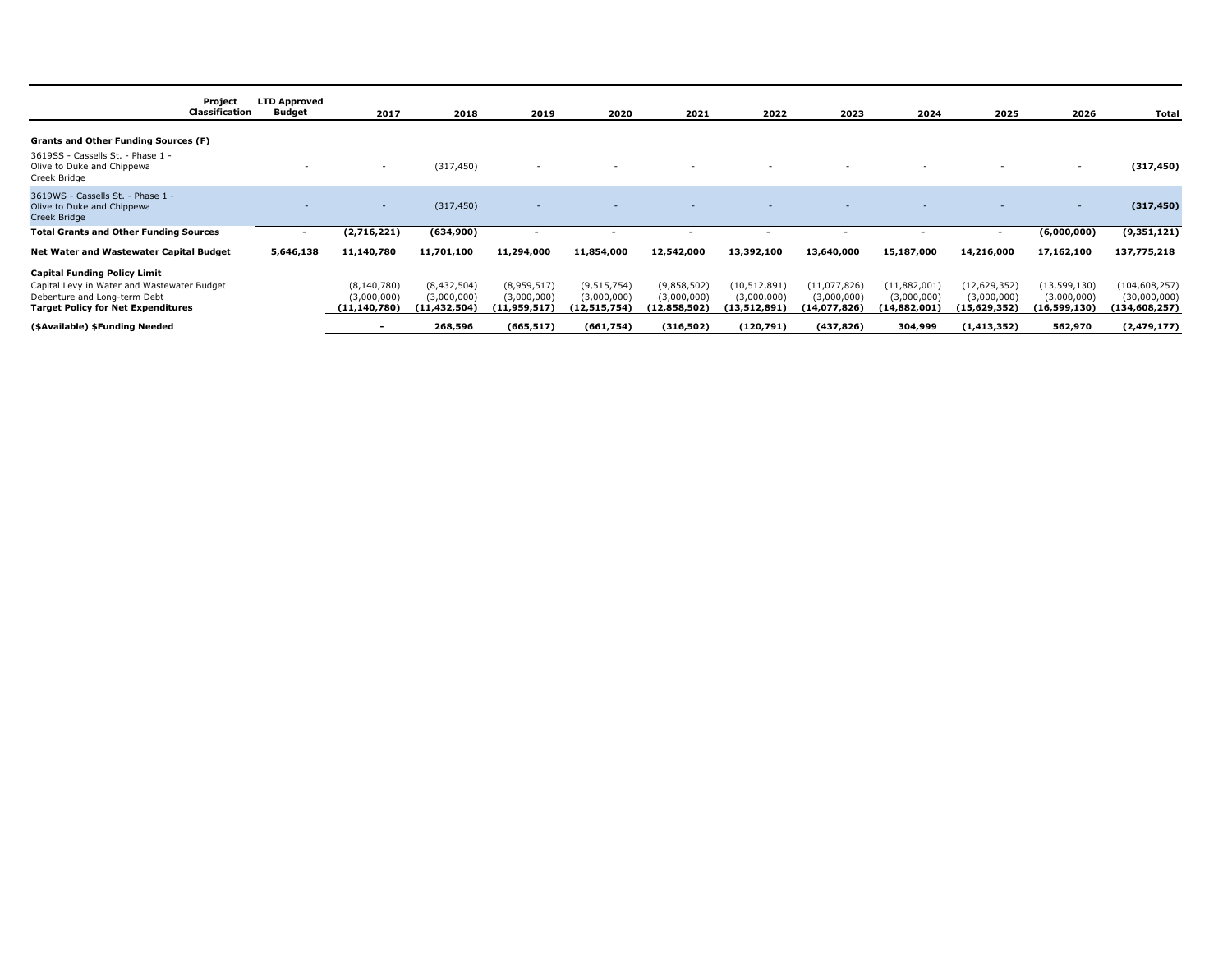| Project Classification | LTD Approved Budget | 2017 | 2018 | 2019 | 2020 | 2021 | 2022 | 2023 | 2024 | 2025 | 2026 | Total |
|---|---|---|---|---|---|---|---|---|---|---|---|---|
| **Grants and Other Funding Sources (F)** | | | | | | | | | | | | |
| 3619SS - Cassells St. - Phase 1 - Olive to Duke and Chippewa Creek Bridge | - | - | (317,450) | - | - | - | - | - | - | - | - | **(317,450)** |
| 3619WS - Cassells St. - Phase 1 - Olive to Duke and Chippewa Creek Bridge | - | - | (317,450) | - | - | - | - | - | - | - | - | **(317,450)** |
| **Total Grants and Other Funding Sources** | **-** | **(2,716,221)** | **(634,900)** | **-** | **-** | **-** | **-** | **-** | **-** | **-** | **(6,000,000)** | **(9,351,121)** |
| **Net Water and Wastewater Capital Budget** | **5,646,138** | **11,140,780** | **11,701,100** | **11,294,000** | **11,854,000** | **12,542,000** | **13,392,100** | **13,640,000** | **15,187,000** | **14,216,000** | **17,162,100** | **137,775,218** |
| **Capital Funding Policy Limit** | | | | | | | | | | | | |
| Capital Levy in Water and Wastewater Budget | | (8,140,780) | (8,432,504) | (8,959,517) | (9,515,754) | (9,858,502) | (10,512,891) | (11,077,826) | (11,882,001) | (12,629,352) | (13,599,130) | (104,608,257) |
| Debenture and Long-term Debt | | (3,000,000) | (3,000,000) | (3,000,000) | (3,000,000) | (3,000,000) | (3,000,000) | (3,000,000) | (3,000,000) | (3,000,000) | (3,000,000) | (30,000,000) |
| **Target Policy for Net Expenditures** | | **(11,140,780)** | **(11,432,504)** | **(11,959,517)** | **(12,515,754)** | **(12,858,502)** | **(13,512,891)** | **(14,077,826)** | **(14,882,001)** | **(15,629,352)** | **(16,599,130)** | **(134,608,257)** |
| **($Available) $Funding Needed** | | **-** | **268,596** | **(665,517)** | **(661,754)** | **(316,502)** | **(120,791)** | **(437,826)** | **304,999** | **(1,413,352)** | **562,970** | **(2,479,177)** |